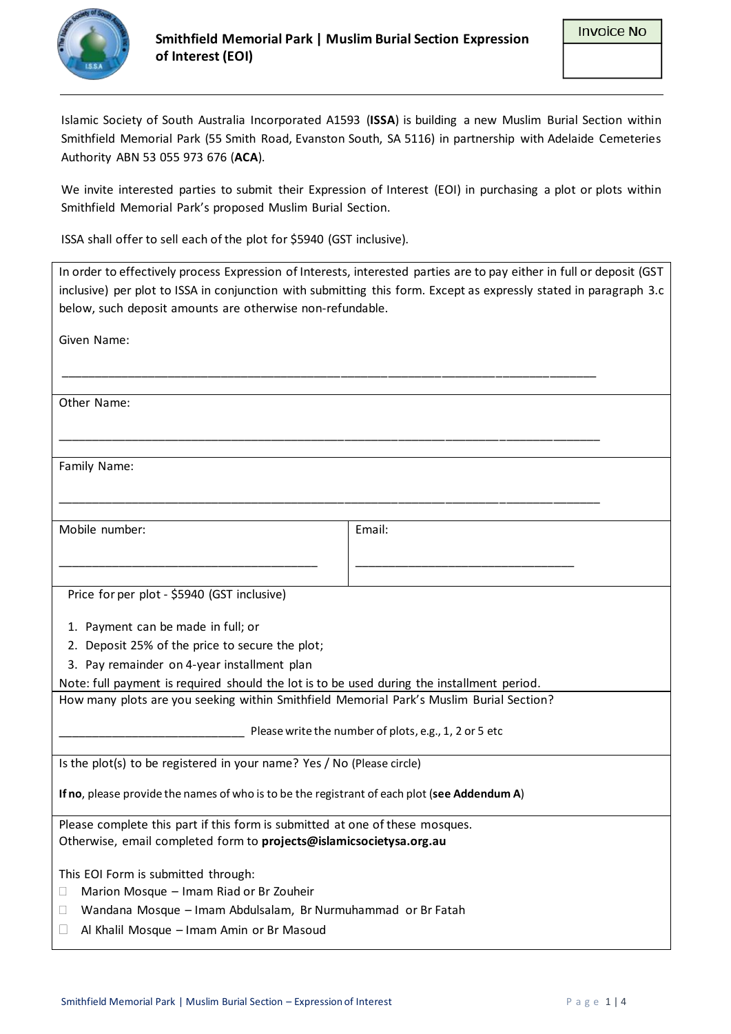# Smithfield Memorial Park | Muslim Burial Section Expression of Interest (EOI)

| Invoice No |
|---|
| |

---

Islamic Society of South Australia Incorporated A1593 (**ISSA**) is building a new Muslim Burial Section within Smithfield Memorial Park (55 Smith Road, Evanston South, SA 5116) in partnership with Adelaide Cemeteries Authority ABN 53 055 973 676 (**ACA**).

We invite interested parties to submit their Expression of Interest (EOI) in purchasing a plot or plots within Smithfield Memorial Park's proposed Muslim Burial Section.

ISSA shall offer to sell each of the plot for $5940 (GST inclusive).

In order to effectively process Expression of Interests, interested parties are to pay either in full or deposit (GST inclusive) per plot to ISSA in conjunction with submitting this form. Except as expressly stated in paragraph 3.c below, such deposit amounts are otherwise non-refundable.

Given Name:

______________________________________________________________________________

Other Name:

______________________________________________________________________________

Family Name:

______________________________________________________________________________

Mobile number:

______________________________________

Email:

__________________________________

Price for per plot - $5940 (GST inclusive)

1. Payment can be made in full; or
2. Deposit 25% of the price to secure the plot;
3. Pay remainder on 4-year installment plan

Note: full payment is required should the lot is to be used during the installment period.

How many plots are you seeking within Smithfield Memorial Park's Muslim Burial Section?

___________________________ Please write the number of plots, e.g., 1, 2 or 5 etc

Is the plot(s) to be registered in your name? Yes / No (Please circle)

**If no**, please provide the names of who is to be the registrant of each plot (**see Addendum A**)

Please complete this part if this form is submitted at one of these mosques.
Otherwise, email completed form to **projects@islamicsocietysa.org.au**

This EOI Form is submitted through:

- ☐ Marion Mosque – Imam Riad or Br Zouheir
- ☐ Wandana Mosque – Imam Abdulsalam, Br Nurmuhammad or Br Fatah
- ☐ Al Khalil Mosque – Imam Amin or Br Masoud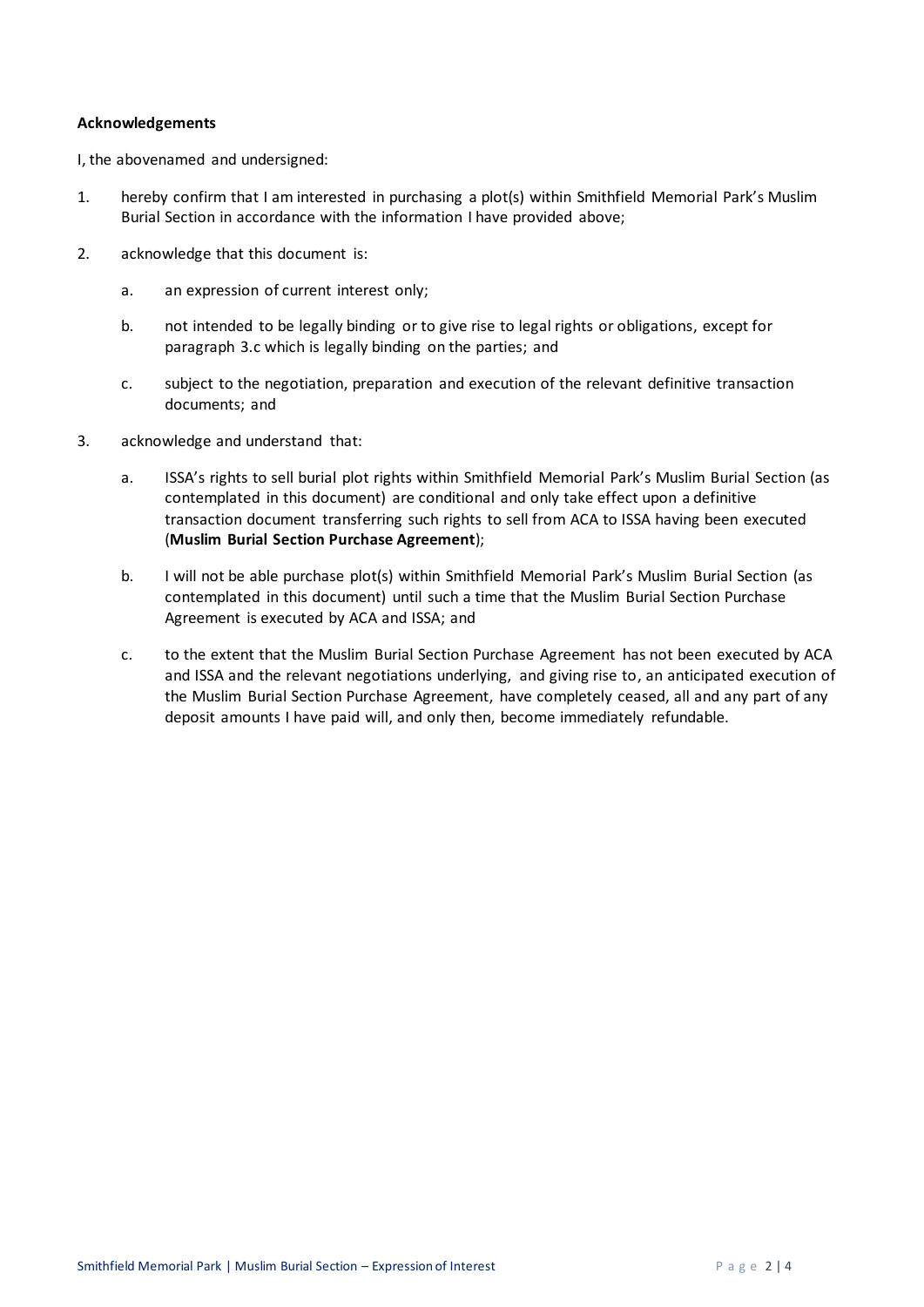**Acknowledgements**

I, the abovenamed and undersigned:

1. hereby confirm that I am interested in purchasing a plot(s) within Smithfield Memorial Park's Muslim Burial Section in accordance with the information I have provided above;

2. acknowledge that this document is:

   a. an expression of current interest only;

   b. not intended to be legally binding or to give rise to legal rights or obligations, except for paragraph 3.c which is legally binding on the parties; and

   c. subject to the negotiation, preparation and execution of the relevant definitive transaction documents; and

3. acknowledge and understand that:

   a. ISSA's rights to sell burial plot rights within Smithfield Memorial Park's Muslim Burial Section (as contemplated in this document) are conditional and only take effect upon a definitive transaction document transferring such rights to sell from ACA to ISSA having been executed (**Muslim Burial Section Purchase Agreement**);

   b. I will not be able purchase plot(s) within Smithfield Memorial Park's Muslim Burial Section (as contemplated in this document) until such a time that the Muslim Burial Section Purchase Agreement is executed by ACA and ISSA; and

   c. to the extent that the Muslim Burial Section Purchase Agreement has not been executed by ACA and ISSA and the relevant negotiations underlying, and giving rise to, an anticipated execution of the Muslim Burial Section Purchase Agreement, have completely ceased, all and any part of any deposit amounts I have paid will, and only then, become immediately refundable.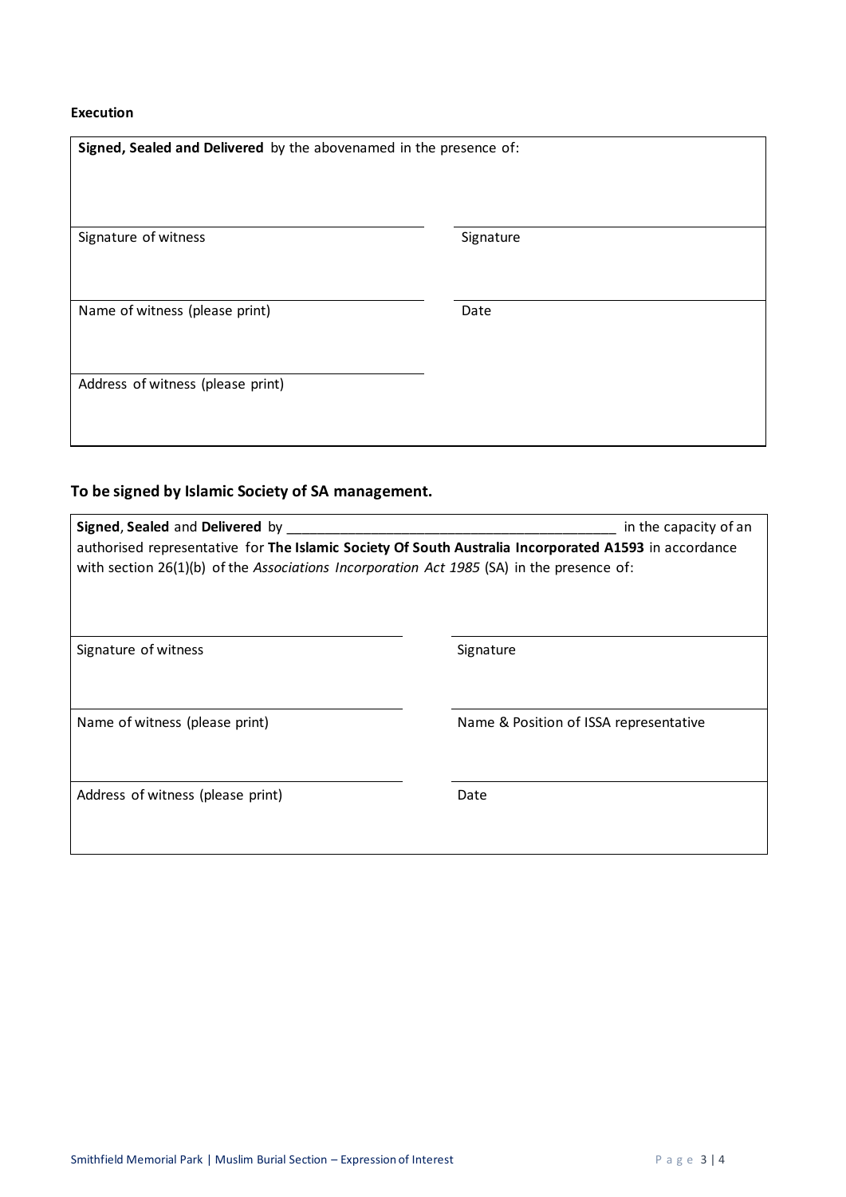**Execution**

| **Signed, Sealed and Delivered** by the abovenamed in the presence of: | |
|---|---|
| | |
| Signature of witness | Signature |
| | |
| Name of witness (please print) | Date |
| | |
| Address of witness (please print) | |

## To be signed by Islamic Society of SA management.

**Signed**, **Sealed** and **Delivered** by __________________________________________ in the capacity of an authorised representative for **The Islamic Society Of South Australia Incorporated A1593** in accordance with section 26(1)(b) of the *Associations Incorporation Act 1985* (SA) in the presence of:

| | |
|---|---|
| Signature of witness | Signature |
| | |
| Name of witness (please print) | Name & Position of ISSA representative |
| | |
| Address of witness (please print) | Date |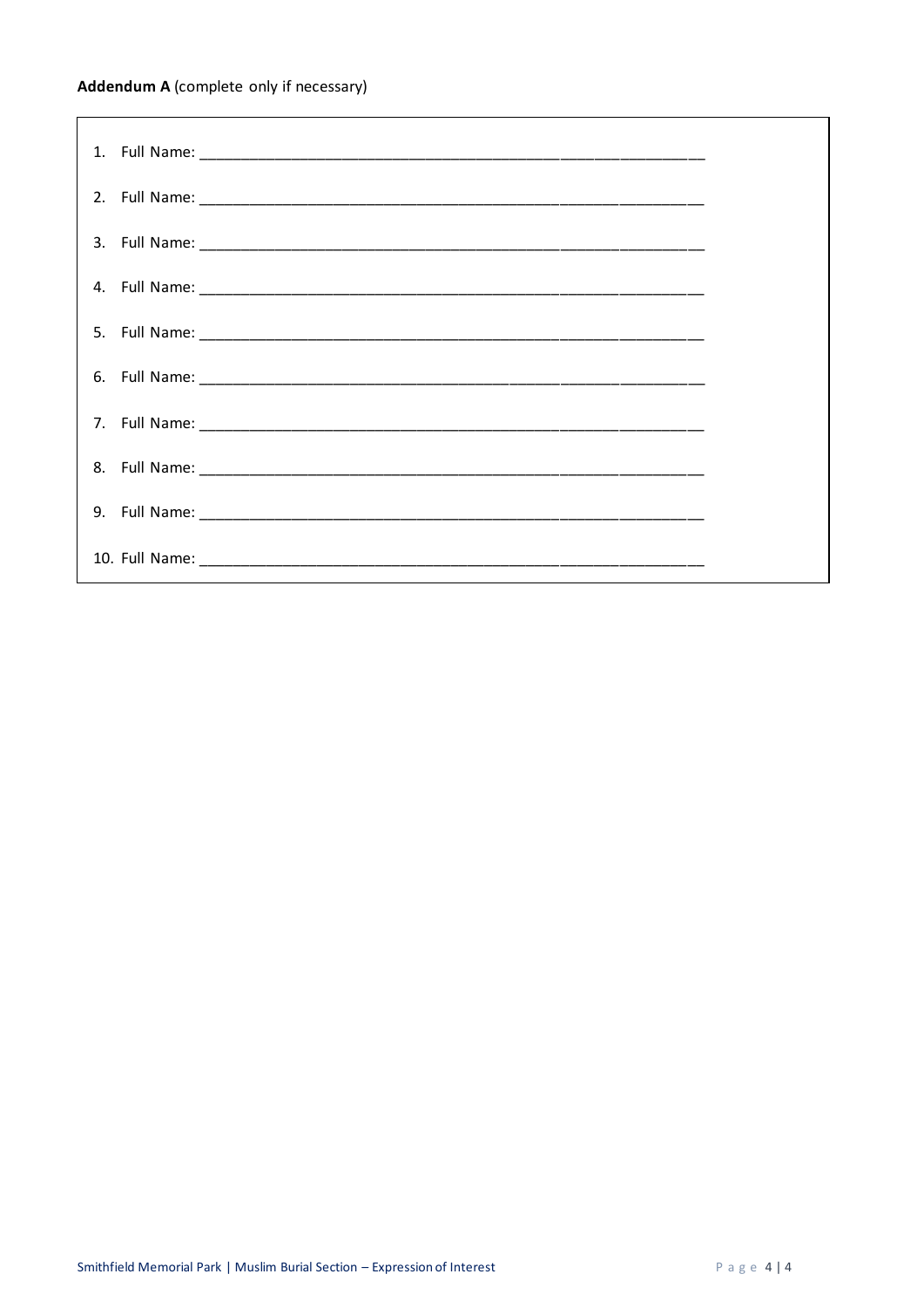**Addendum A** (complete only if necessary)

1. Full Name: ______________________________________________________________
2. Full Name: ______________________________________________________________
3. Full Name: ______________________________________________________________
4. Full Name: ______________________________________________________________
5. Full Name: ______________________________________________________________
6. Full Name: ______________________________________________________________
7. Full Name: ______________________________________________________________
8. Full Name: ______________________________________________________________
9. Full Name: ______________________________________________________________
10. Full Name: ______________________________________________________________